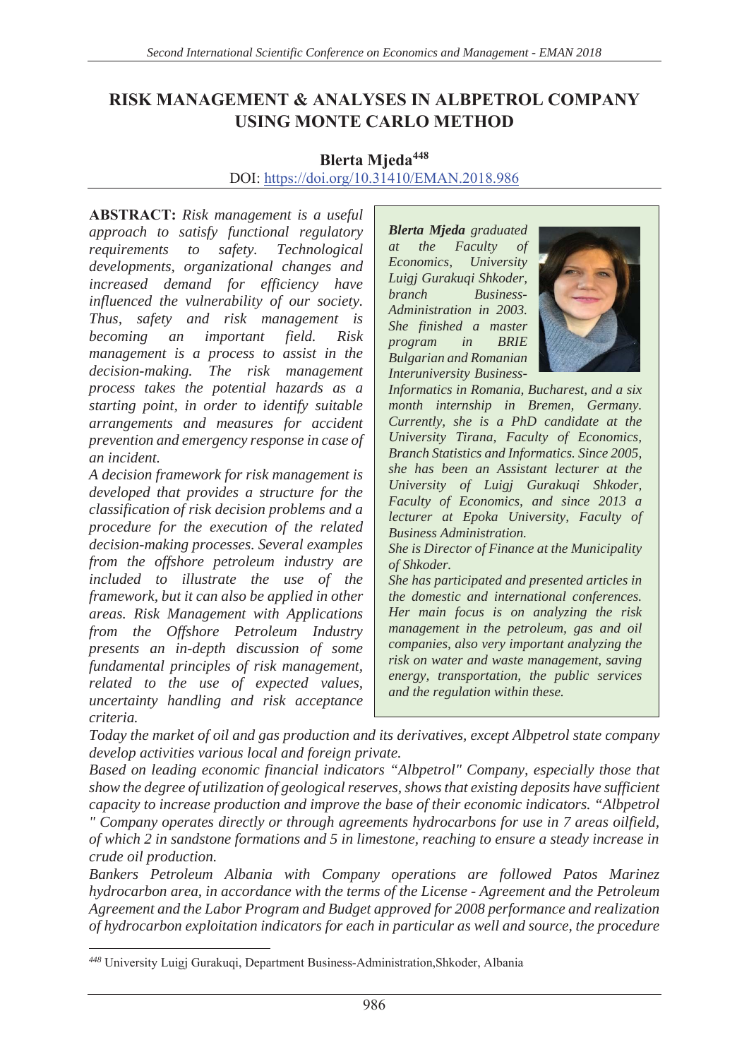# RISK MANAGEMENT & ANALYSES IN ALBPETROL COMPANY USING MONTE CARLO METHOD

**Blerta Mjeda**[448]

DOI: https://doi.org/10.31410/EMAN.2018.986

**ABSTRACT:** *Risk management is a useful approach to satisfy functional regulatory requirements to safety. Technological developments, organizational changes and increased demand for efficiency have influenced the vulnerability of our society. Thus, safety and risk management is becoming an important field. Risk management is a process to assist in the decision-making. The risk management process takes the potential hazards as a starting point, in order to identify suitable arrangements and measures for accident prevention and emergency response in case of an incident.*

*A decision framework for risk management is developed that provides a structure for the classification of risk decision problems and a procedure for the execution of the related decision-making processes. Several examples from the offshore petroleum industry are included to illustrate the use of the framework, but it can also be applied in other areas. Risk Management with Applications from the Offshore Petroleum Industry presents an in-depth discussion of some fundamental principles of risk management, related to the use of expected values, uncertainty handling and risk acceptance criteria.*

*Today the market of oil and gas production and its derivatives, except Albpetrol state company develop activities various local and foreign private.*

*Based on leading economic financial indicators "Albpetrol" Company, especially those that show the degree of utilization of geological reserves, shows that existing deposits have sufficient capacity to increase production and improve the base of their economic indicators. "Albpetrol " Company operates directly or through agreements hydrocarbons for use in 7 areas oilfield, of which 2 in sandstone formations and 5 in limestone, reaching to ensure a steady increase in crude oil production.*

*Bankers Petroleum Albania with Company operations are followed Patos Marinez hydrocarbon area, in accordance with the terms of the License - Agreement and the Petroleum Agreement and the Labor Program and Budget approved for 2008 performance and realization of hydrocarbon exploitation indicators for each in particular as well and source, the procedure*

> ***Blerta Mjeda*** *graduated at the Faculty of Economics, University Luigj Gurakuqi Shkoder, branch Business-Administration in 2003. She finished a master program in BRIE Bulgarian and Romanian Interuniversity Business-Informatics in Romania, Bucharest, and a six month internship in Bremen, Germany. Currently, she is a PhD candidate at the University Tirana, Faculty of Economics, Branch Statistics and Informatics. Since 2005, she has been an Assistant lecturer at the University of Luigj Gurakuqi Shkoder, Faculty of Economics, and since 2013 a lecturer at Epoka University, Faculty of Business Administration.*
>
> *She is Director of Finance at the Municipality of Shkoder.*
>
> *She has participated and presented articles in the domestic and international conferences. Her main focus is on analyzing the risk management in the petroleum, gas and oil companies, also very important analyzing the risk on water and waste management, saving energy, transportation, the public services and the regulation within these.*

---

[448] University Luigj Gurakuqi, Department Business-Administration,Shkoder, Albania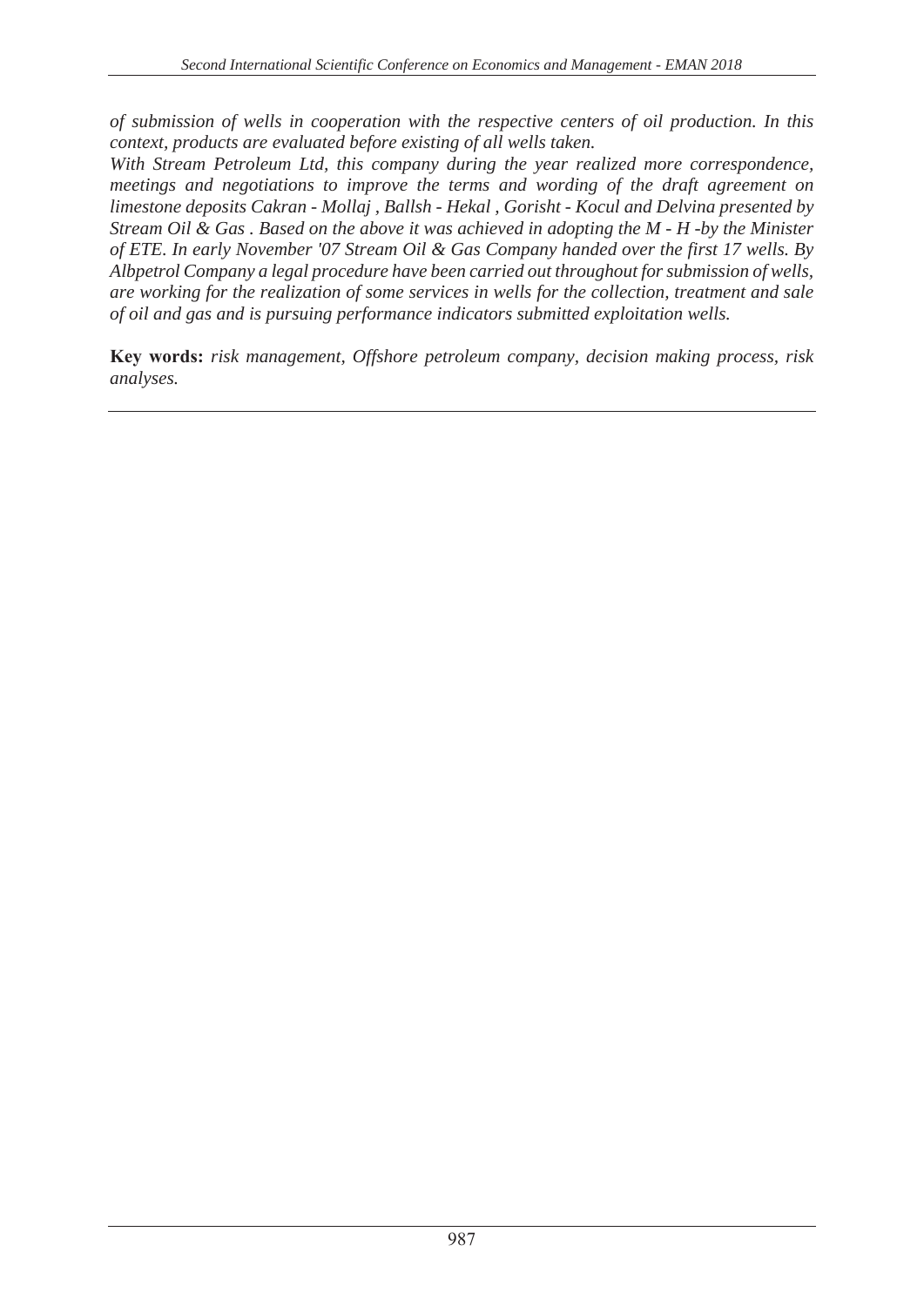*of submission of wells in cooperation with the respective centers of oil production. In this context, products are evaluated before existing of all wells taken.*

*With Stream Petroleum Ltd, this company during the year realized more correspondence, meetings and negotiations to improve the terms and wording of the draft agreement on limestone deposits Cakran - Mollaj , Ballsh - Hekal , Gorisht - Kocul and Delvina presented by Stream Oil & Gas . Based on the above it was achieved in adopting the M - H -by the Minister of ETE. In early November '07 Stream Oil & Gas Company handed over the first 17 wells. By Albpetrol Company a legal procedure have been carried out throughout for submission of wells, are working for the realization of some services in wells for the collection, treatment and sale of oil and gas and is pursuing performance indicators submitted exploitation wells.*

**Key words:** *risk management, Offshore petroleum company, decision making process, risk analyses.*